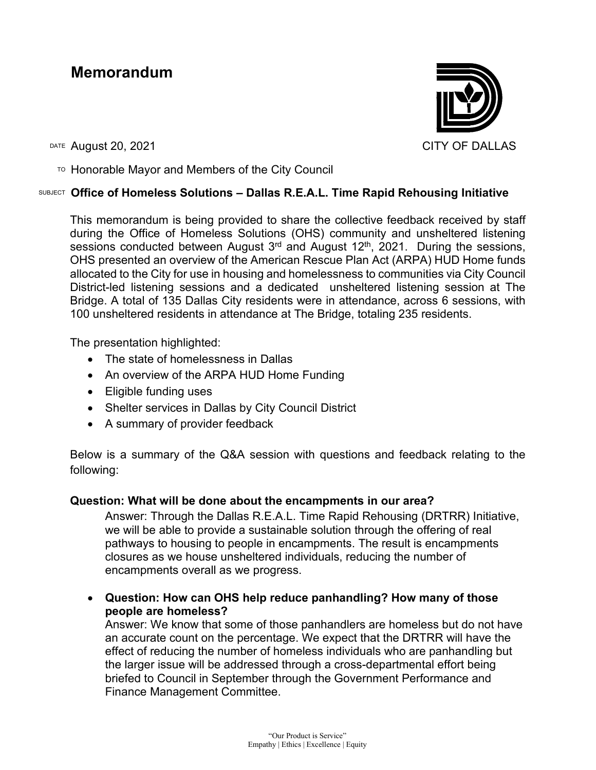# Memorandum

CITY OF DALLAS

DATE August 20, 2021

TO Honorable Mayor and Members of the City Council

SUBJECT **Office of Homeless Solutions – Dallas R.E.A.L. Time Rapid Rehousing Initiative**

This memorandum is being provided to share the collective feedback received by staff during the Office of Homeless Solutions (OHS) community and unsheltered listening sessions conducted between August 3rd and August 12th, 2021. During the sessions, OHS presented an overview of the American Rescue Plan Act (ARPA) HUD Home funds allocated to the City for use in housing and homelessness to communities via City Council District-led listening sessions and a dedicated unsheltered listening session at The Bridge. A total of 135 Dallas City residents were in attendance, across 6 sessions, with 100 unsheltered residents in attendance at The Bridge, totaling 235 residents.

The presentation highlighted:

- The state of homelessness in Dallas
- An overview of the ARPA HUD Home Funding
- Eligible funding uses
- Shelter services in Dallas by City Council District
- A summary of provider feedback

Below is a summary of the Q&A session with questions and feedback relating to the following:

**Question: What will be done about the encampments in our area?**

Answer: Through the Dallas R.E.A.L. Time Rapid Rehousing (DRTRR) Initiative, we will be able to provide a sustainable solution through the offering of real pathways to housing to people in encampments. The result is encampments closures as we house unsheltered individuals, reducing the number of encampments overall as we progress.

- **Question: How can OHS help reduce panhandling? How many of those people are homeless?**

  Answer: We know that some of those panhandlers are homeless but do not have an accurate count on the percentage. We expect that the DRTRR will have the effect of reducing the number of homeless individuals who are panhandling but the larger issue will be addressed through a cross-departmental effort being briefed to Council in September through the Government Performance and Finance Management Committee.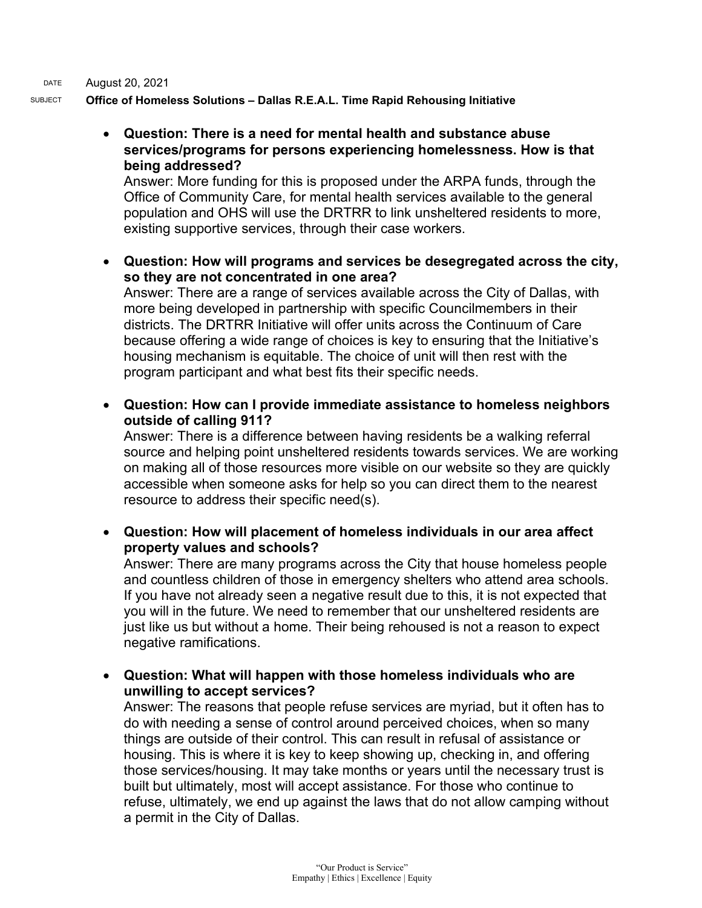DATE August 20, 2021

SUBJECT **Office of Homeless Solutions – Dallas R.E.A.L. Time Rapid Rehousing Initiative**

- **Question: There is a need for mental health and substance abuse services/programs for persons experiencing homelessness. How is that being addressed?**
  Answer: More funding for this is proposed under the ARPA funds, through the Office of Community Care, for mental health services available to the general population and OHS will use the DRTRR to link unsheltered residents to more, existing supportive services, through their case workers.

- **Question: How will programs and services be desegregated across the city, so they are not concentrated in one area?**
  Answer: There are a range of services available across the City of Dallas, with more being developed in partnership with specific Councilmembers in their districts. The DRTRR Initiative will offer units across the Continuum of Care because offering a wide range of choices is key to ensuring that the Initiative's housing mechanism is equitable. The choice of unit will then rest with the program participant and what best fits their specific needs.

- **Question: How can I provide immediate assistance to homeless neighbors outside of calling 911?**
  Answer: There is a difference between having residents be a walking referral source and helping point unsheltered residents towards services. We are working on making all of those resources more visible on our website so they are quickly accessible when someone asks for help so you can direct them to the nearest resource to address their specific need(s).

- **Question: How will placement of homeless individuals in our area affect property values and schools?**
  Answer: There are many programs across the City that house homeless people and countless children of those in emergency shelters who attend area schools. If you have not already seen a negative result due to this, it is not expected that you will in the future. We need to remember that our unsheltered residents are just like us but without a home. Their being rehoused is not a reason to expect negative ramifications.

- **Question: What will happen with those homeless individuals who are unwilling to accept services?**
  Answer: The reasons that people refuse services are myriad, but it often has to do with needing a sense of control around perceived choices, when so many things are outside of their control. This can result in refusal of assistance or housing. This is where it is key to keep showing up, checking in, and offering those services/housing. It may take months or years until the necessary trust is built but ultimately, most will accept assistance. For those who continue to refuse, ultimately, we end up against the laws that do not allow camping without a permit in the City of Dallas.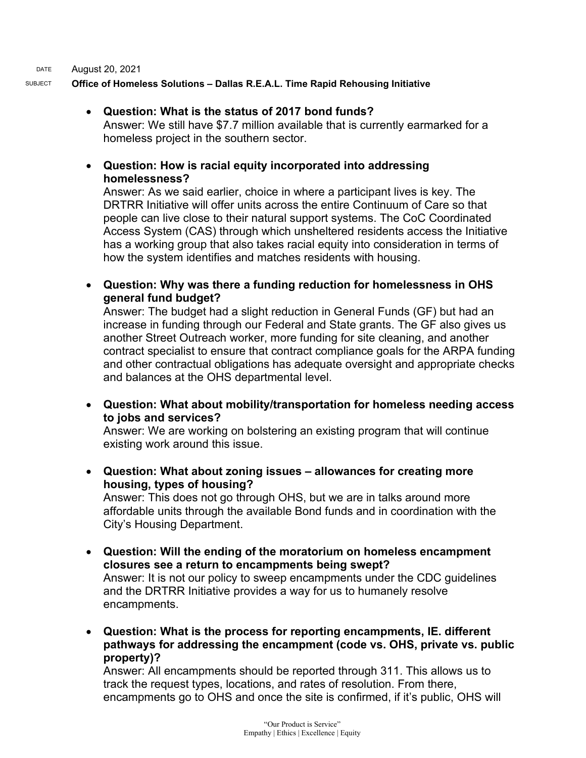DATE August 20, 2021

SUBJECT **Office of Homeless Solutions – Dallas R.E.A.L. Time Rapid Rehousing Initiative**

- **Question: What is the status of 2017 bond funds?**
  Answer: We still have $7.7 million available that is currently earmarked for a homeless project in the southern sector.

- **Question: How is racial equity incorporated into addressing homelessness?**
  Answer: As we said earlier, choice in where a participant lives is key. The DRTRR Initiative will offer units across the entire Continuum of Care so that people can live close to their natural support systems. The CoC Coordinated Access System (CAS) through which unsheltered residents access the Initiative has a working group that also takes racial equity into consideration in terms of how the system identifies and matches residents with housing.

- **Question: Why was there a funding reduction for homelessness in OHS general fund budget?**
  Answer: The budget had a slight reduction in General Funds (GF) but had an increase in funding through our Federal and State grants. The GF also gives us another Street Outreach worker, more funding for site cleaning, and another contract specialist to ensure that contract compliance goals for the ARPA funding and other contractual obligations has adequate oversight and appropriate checks and balances at the OHS departmental level.

- **Question: What about mobility/transportation for homeless needing access to jobs and services?**
  Answer: We are working on bolstering an existing program that will continue existing work around this issue.

- **Question: What about zoning issues – allowances for creating more housing, types of housing?**
  Answer: This does not go through OHS, but we are in talks around more affordable units through the available Bond funds and in coordination with the City's Housing Department.

- **Question: Will the ending of the moratorium on homeless encampment closures see a return to encampments being swept?**
  Answer: It is not our policy to sweep encampments under the CDC guidelines and the DRTRR Initiative provides a way for us to humanely resolve encampments.

- **Question: What is the process for reporting encampments, IE. different pathways for addressing the encampment (code vs. OHS, private vs. public property)?**
  Answer: All encampments should be reported through 311. This allows us to track the request types, locations, and rates of resolution. From there, encampments go to OHS and once the site is confirmed, if it's public, OHS will

"Our Product is Service"
Empathy | Ethics | Excellence | Equity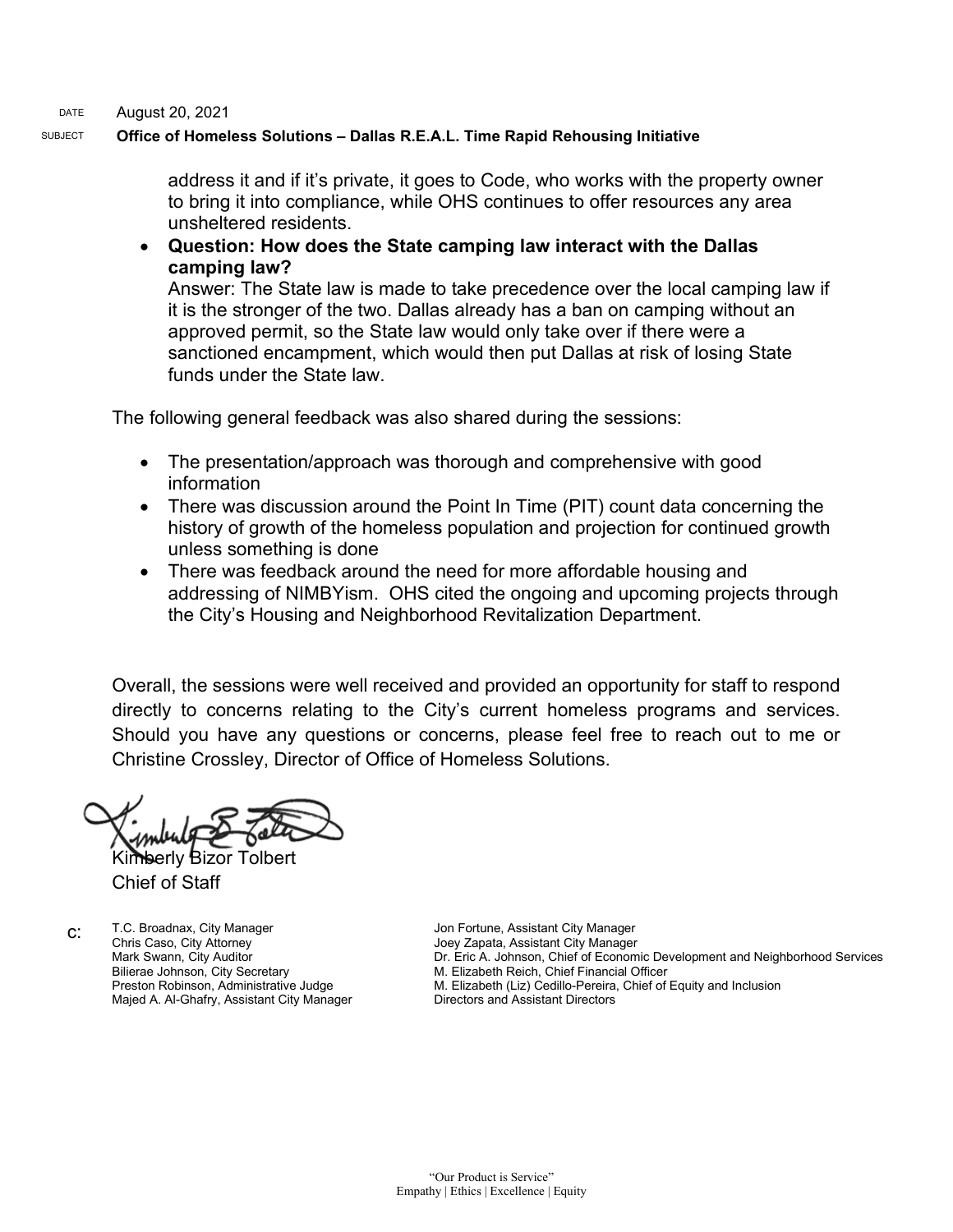address it and if it's private, it goes to Code, who works with the property owner to bring it into compliance, while OHS continues to offer resources any area unsheltered residents.

- **Question: How does the State camping law interact with the Dallas camping law?**
  Answer: The State law is made to take precedence over the local camping law if it is the stronger of the two. Dallas already has a ban on camping without an approved permit, so the State law would only take over if there were a sanctioned encampment, which would then put Dallas at risk of losing State funds under the State law.

The following general feedback was also shared during the sessions:

- The presentation/approach was thorough and comprehensive with good information
- There was discussion around the Point In Time (PIT) count data concerning the history of growth of the homeless population and projection for continued growth unless something is done
- There was feedback around the need for more affordable housing and addressing of NIMBYism. OHS cited the ongoing and upcoming projects through the City's Housing and Neighborhood Revitalization Department.

Overall, the sessions were well received and provided an opportunity for staff to respond directly to concerns relating to the City's current homeless programs and services. Should you have any questions or concerns, please feel free to reach out to me or Christine Crossley, Director of Office of Homeless Solutions.

Kimberly Bizor Tolbert
Chief of Staff

c:
T.C. Broadnax, City Manager
Chris Caso, City Attorney
Mark Swann, City Auditor
Bilierae Johnson, City Secretary
Preston Robinson, Administrative Judge
Majed A. Al-Ghafry, Assistant City Manager
Jon Fortune, Assistant City Manager
Joey Zapata, Assistant City Manager
Dr. Eric A. Johnson, Chief of Economic Development and Neighborhood Services
M. Elizabeth Reich, Chief Financial Officer
M. Elizabeth (Liz) Cedillo-Pereira, Chief of Equity and Inclusion
Directors and Assistant Directors